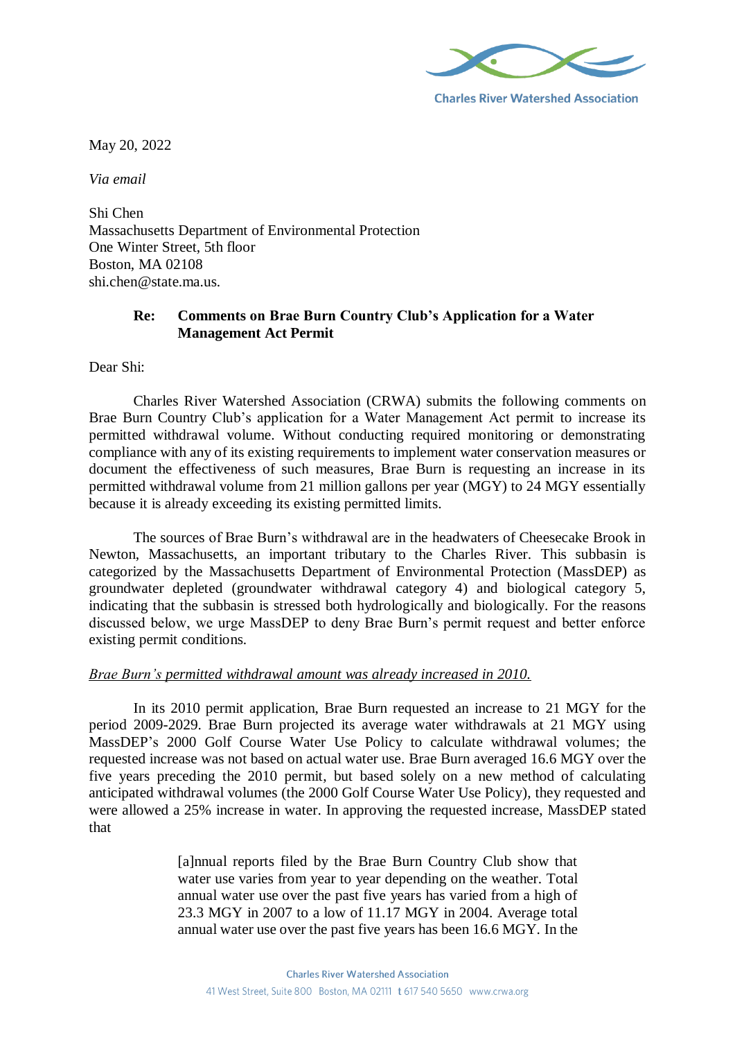Charles River Watershed Association

May 20, 2022

*Via email*

Shi Chen
Massachusetts Department of Environmental Protection
One Winter Street, 5th floor
Boston, MA 02108
shi.chen@state.ma.us.

**Re: Comments on Brae Burn Country Club's Application for a Water Management Act Permit**

Dear Shi:

Charles River Watershed Association (CRWA) submits the following comments on Brae Burn Country Club's application for a Water Management Act permit to increase its permitted withdrawal volume. Without conducting required monitoring or demonstrating compliance with any of its existing requirements to implement water conservation measures or document the effectiveness of such measures, Brae Burn is requesting an increase in its permitted withdrawal volume from 21 million gallons per year (MGY) to 24 MGY essentially because it is already exceeding its existing permitted limits.

The sources of Brae Burn's withdrawal are in the headwaters of Cheesecake Brook in Newton, Massachusetts, an important tributary to the Charles River. This subbasin is categorized by the Massachusetts Department of Environmental Protection (MassDEP) as groundwater depleted (groundwater withdrawal category 4) and biological category 5, indicating that the subbasin is stressed both hydrologically and biologically. For the reasons discussed below, we urge MassDEP to deny Brae Burn's permit request and better enforce existing permit conditions.

*<u>Brae Burn's permitted withdrawal amount was already increased in 2010.</u>*

In its 2010 permit application, Brae Burn requested an increase to 21 MGY for the period 2009-2029. Brae Burn projected its average water withdrawals at 21 MGY using MassDEP's 2000 Golf Course Water Use Policy to calculate withdrawal volumes; the requested increase was not based on actual water use. Brae Burn averaged 16.6 MGY over the five years preceding the 2010 permit, but based solely on a new method of calculating anticipated withdrawal volumes (the 2000 Golf Course Water Use Policy), they requested and were allowed a 25% increase in water. In approving the requested increase, MassDEP stated that

> [a]nnual reports filed by the Brae Burn Country Club show that water use varies from year to year depending on the weather. Total annual water use over the past five years has varied from a high of 23.3 MGY in 2007 to a low of 11.17 MGY in 2004. Average total annual water use over the past five years has been 16.6 MGY. In the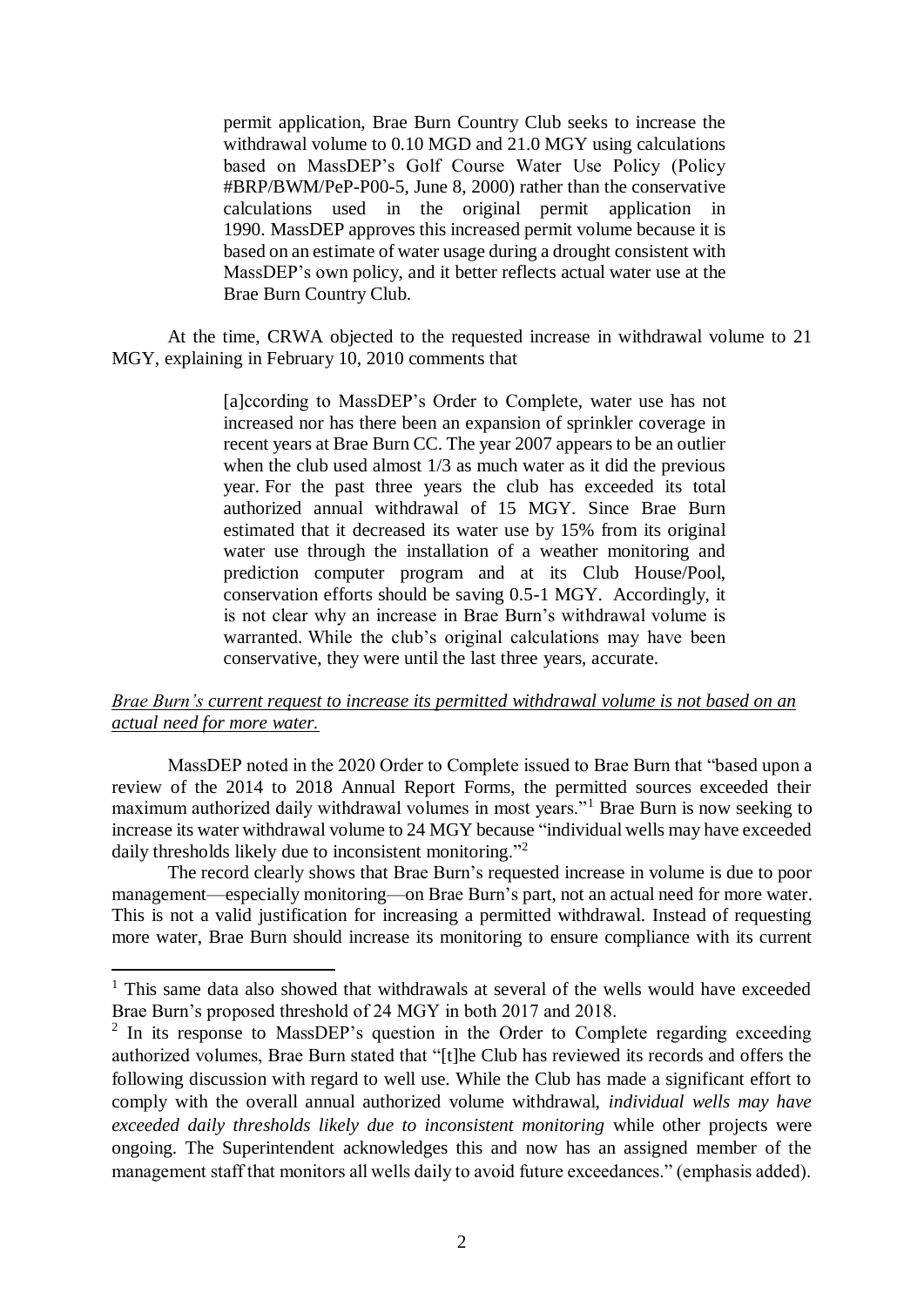> permit application, Brae Burn Country Club seeks to increase the withdrawal volume to 0.10 MGD and 21.0 MGY using calculations based on MassDEP's Golf Course Water Use Policy (Policy #BRP/BWM/PeP-P00-5, June 8, 2000) rather than the conservative calculations used in the original permit application in 1990. MassDEP approves this increased permit volume because it is based on an estimate of water usage during a drought consistent with MassDEP's own policy, and it better reflects actual water use at the Brae Burn Country Club.

At the time, CRWA objected to the requested increase in withdrawal volume to 21 MGY, explaining in February 10, 2010 comments that

> [a]ccording to MassDEP's Order to Complete, water use has not increased nor has there been an expansion of sprinkler coverage in recent years at Brae Burn CC. The year 2007 appears to be an outlier when the club used almost 1/3 as much water as it did the previous year. For the past three years the club has exceeded its total authorized annual withdrawal of 15 MGY. Since Brae Burn estimated that it decreased its water use by 15% from its original water use through the installation of a weather monitoring and prediction computer program and at its Club House/Pool, conservation efforts should be saving 0.5-1 MGY. Accordingly, it is not clear why an increase in Brae Burn's withdrawal volume is warranted. While the club's original calculations may have been conservative, they were until the last three years, accurate.

*Brae Burn's current request to increase its permitted withdrawal volume is not based on an actual need for more water.*

MassDEP noted in the 2020 Order to Complete issued to Brae Burn that "based upon a review of the 2014 to 2018 Annual Report Forms, the permitted sources exceeded their maximum authorized daily withdrawal volumes in most years."[1] Brae Burn is now seeking to increase its water withdrawal volume to 24 MGY because "individual wells may have exceeded daily thresholds likely due to inconsistent monitoring."[2]

The record clearly shows that Brae Burn's requested increase in volume is due to poor management—especially monitoring—on Brae Burn's part, not an actual need for more water. This is not a valid justification for increasing a permitted withdrawal. Instead of requesting more water, Brae Burn should increase its monitoring to ensure compliance with its current

---

[1] This same data also showed that withdrawals at several of the wells would have exceeded Brae Burn's proposed threshold of 24 MGY in both 2017 and 2018.

[2] In its response to MassDEP's question in the Order to Complete regarding exceeding authorized volumes, Brae Burn stated that "[t]he Club has reviewed its records and offers the following discussion with regard to well use. While the Club has made a significant effort to comply with the overall annual authorized volume withdrawal, *individual wells may have exceeded daily thresholds likely due to inconsistent monitoring* while other projects were ongoing. The Superintendent acknowledges this and now has an assigned member of the management staff that monitors all wells daily to avoid future exceedances." (emphasis added).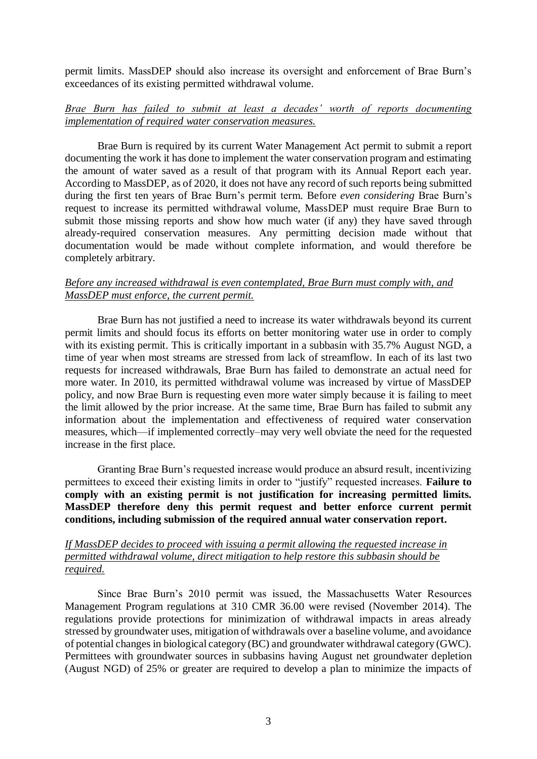permit limits. MassDEP should also increase its oversight and enforcement of Brae Burn's exceedances of its existing permitted withdrawal volume.

*Brae Burn has failed to submit at least a decades' worth of reports documenting implementation of required water conservation measures.*

Brae Burn is required by its current Water Management Act permit to submit a report documenting the work it has done to implement the water conservation program and estimating the amount of water saved as a result of that program with its Annual Report each year. According to MassDEP, as of 2020, it does not have any record of such reports being submitted during the first ten years of Brae Burn's permit term. Before *even considering* Brae Burn's request to increase its permitted withdrawal volume, MassDEP must require Brae Burn to submit those missing reports and show how much water (if any) they have saved through already-required conservation measures. Any permitting decision made without that documentation would be made without complete information, and would therefore be completely arbitrary.

*Before any increased withdrawal is even contemplated, Brae Burn must comply with, and MassDEP must enforce, the current permit.*

Brae Burn has not justified a need to increase its water withdrawals beyond its current permit limits and should focus its efforts on better monitoring water use in order to comply with its existing permit. This is critically important in a subbasin with 35.7% August NGD, a time of year when most streams are stressed from lack of streamflow. In each of its last two requests for increased withdrawals, Brae Burn has failed to demonstrate an actual need for more water. In 2010, its permitted withdrawal volume was increased by virtue of MassDEP policy, and now Brae Burn is requesting even more water simply because it is failing to meet the limit allowed by the prior increase. At the same time, Brae Burn has failed to submit any information about the implementation and effectiveness of required water conservation measures, which—if implemented correctly–may very well obviate the need for the requested increase in the first place.

Granting Brae Burn's requested increase would produce an absurd result, incentivizing permittees to exceed their existing limits in order to "justify" requested increases. **Failure to comply with an existing permit is not justification for increasing permitted limits. MassDEP therefore deny this permit request and better enforce current permit conditions, including submission of the required annual water conservation report.**

*If MassDEP decides to proceed with issuing a permit allowing the requested increase in permitted withdrawal volume, direct mitigation to help restore this subbasin should be required.*

Since Brae Burn's 2010 permit was issued, the Massachusetts Water Resources Management Program regulations at 310 CMR 36.00 were revised (November 2014). The regulations provide protections for minimization of withdrawal impacts in areas already stressed by groundwater uses, mitigation of withdrawals over a baseline volume, and avoidance of potential changes in biological category (BC) and groundwater withdrawal category (GWC). Permittees with groundwater sources in subbasins having August net groundwater depletion (August NGD) of 25% or greater are required to develop a plan to minimize the impacts of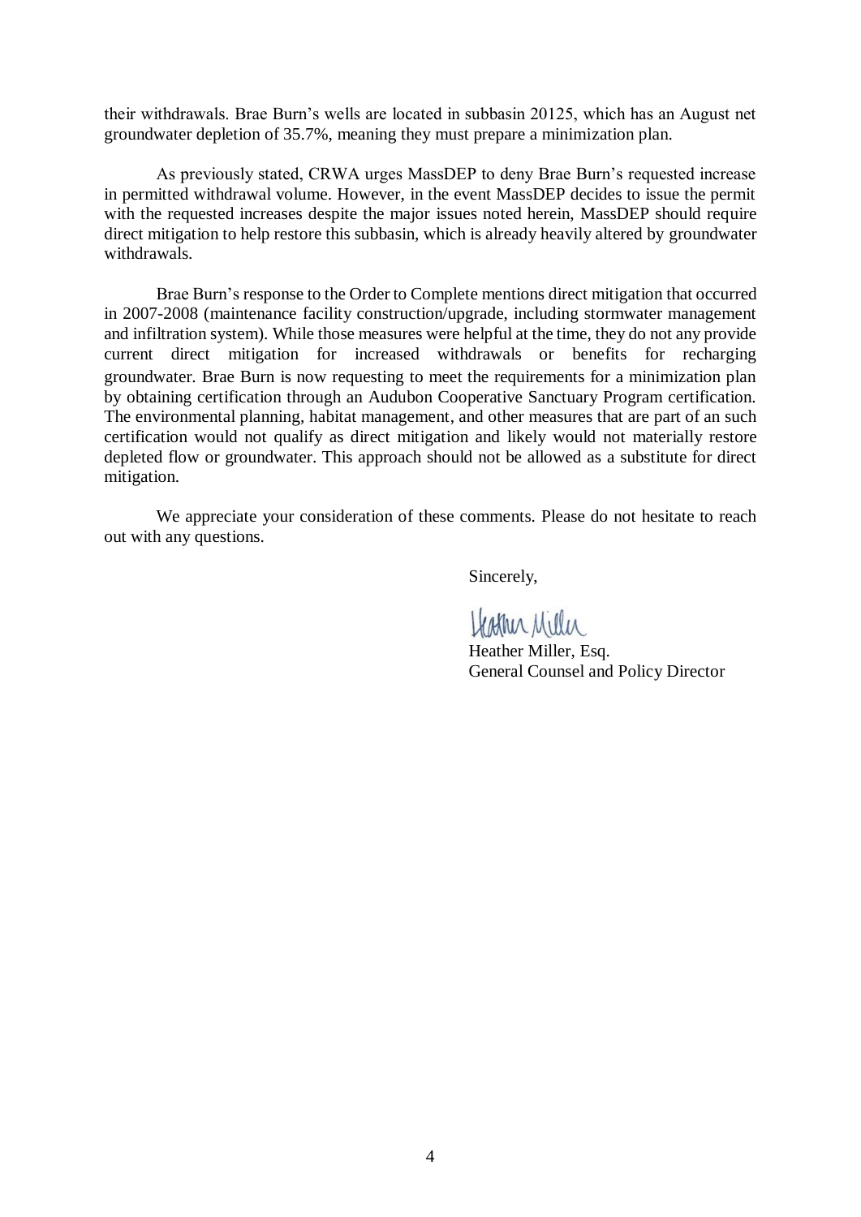their withdrawals. Brae Burn's wells are located in subbasin 20125, which has an August net groundwater depletion of 35.7%, meaning they must prepare a minimization plan.

As previously stated, CRWA urges MassDEP to deny Brae Burn's requested increase in permitted withdrawal volume. However, in the event MassDEP decides to issue the permit with the requested increases despite the major issues noted herein, MassDEP should require direct mitigation to help restore this subbasin, which is already heavily altered by groundwater withdrawals.

Brae Burn's response to the Order to Complete mentions direct mitigation that occurred in 2007-2008 (maintenance facility construction/upgrade, including stormwater management and infiltration system). While those measures were helpful at the time, they do not any provide current direct mitigation for increased withdrawals or benefits for recharging groundwater. Brae Burn is now requesting to meet the requirements for a minimization plan by obtaining certification through an Audubon Cooperative Sanctuary Program certification. The environmental planning, habitat management, and other measures that are part of an such certification would not qualify as direct mitigation and likely would not materially restore depleted flow or groundwater. This approach should not be allowed as a substitute for direct mitigation.

We appreciate your consideration of these comments. Please do not hesitate to reach out with any questions.

Sincerely,

Heather Miller

Heather Miller, Esq.
General Counsel and Policy Director